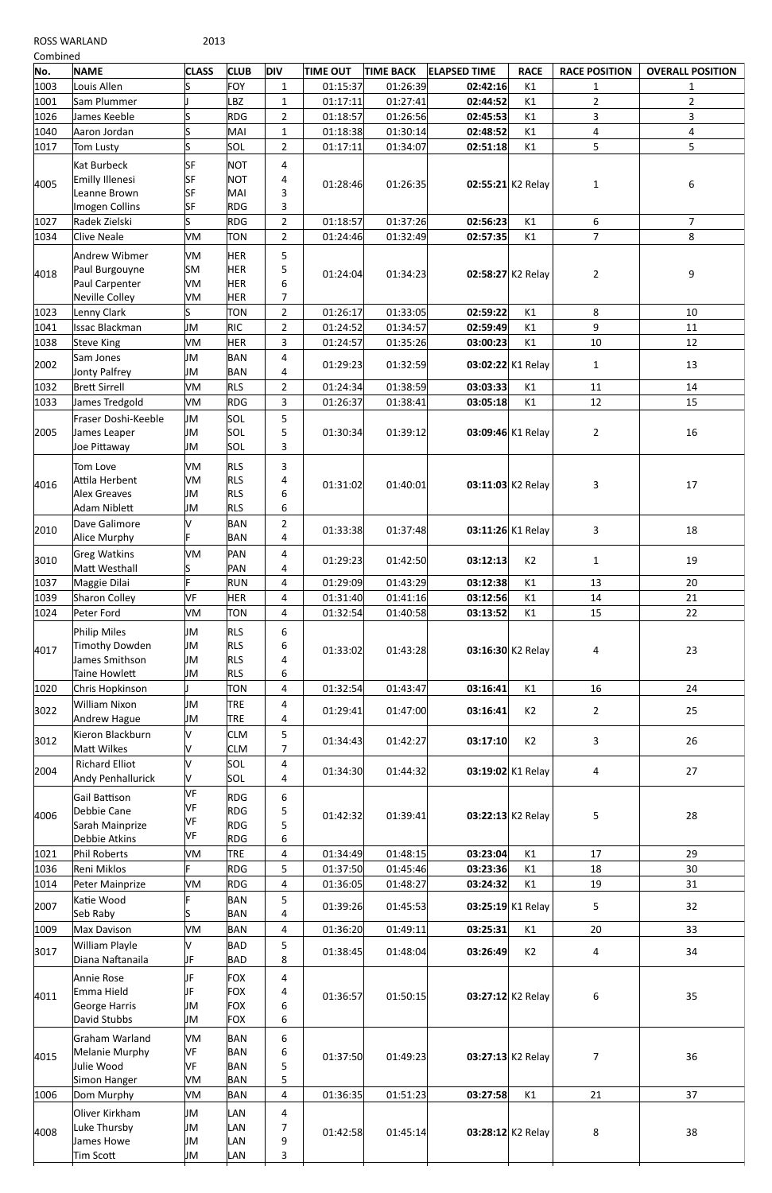ROSS WARLAND 2013

Combined

| No. | NAME | CLASS | CLUB | DIV | TIME OUT | TIME BACK | ELAPSED TIME | RACE | RACE POSITION | OVERALL POSITION |
|---|---|---|---|---|---|---|---|---|---|---|
| 1003 | Louis Allen | S | FOY | 1 | 01:15:37 | 01:26:39 | **02:42:16** | K1 | 1 | 1 |
| 1001 | Sam Plummer | J | LBZ | 1 | 01:17:11 | 01:27:41 | **02:44:52** | K1 | 2 | 2 |
| 1026 | James Keeble | S | RDG | 2 | 01:18:57 | 01:26:56 | **02:45:53** | K1 | 3 | 3 |
| 1040 | Aaron Jordan | S | MAI | 1 | 01:18:38 | 01:30:14 | **02:48:52** | K1 | 4 | 4 |
| 1017 | Tom Lusty | S | SOL | 2 | 01:17:11 | 01:34:07 | **02:51:18** | K1 | 5 | 5 |
| 4005 | Kat Burbeck<br>Emilly Illenesi<br>Leanne Brown<br>Imogen Collins | SF<br>SF<br>SF<br>SF | NOT<br>NOT<br>MAI<br>RDG | 4<br>4<br>3<br>3 | 01:28:46 | 01:26:35 | **02:55:21** | K2 Relay | 1 | 6 |
| 1027 | Radek Zielski | S | RDG | 2 | 01:18:57 | 01:37:26 | **02:56:23** | K1 | 6 | 7 |
| 1034 | Clive Neale | VM | TON | 2 | 01:24:46 | 01:32:49 | **02:57:35** | K1 | 7 | 8 |
| 4018 | Andrew Wibmer<br>Paul Burgouyne<br>Paul Carpenter<br>Neville Colley | VM<br>SM<br>VM<br>VM | HER<br>HER<br>HER<br>HER | 5<br>5<br>6<br>7 | 01:24:04 | 01:34:23 | **02:58:27** | K2 Relay | 2 | 9 |
| 1023 | Lenny Clark | S | TON | 2 | 01:26:17 | 01:33:05 | **02:59:22** | K1 | 8 | 10 |
| 1041 | Issac Blackman | JM | RIC | 2 | 01:24:52 | 01:34:57 | **02:59:49** | K1 | 9 | 11 |
| 1038 | Steve King | VM | HER | 3 | 01:24:57 | 01:35:26 | **03:00:23** | K1 | 10 | 12 |
| 2002 | Sam Jones<br>Jonty Palfrey | JM<br>JM | BAN<br>BAN | 4<br>4 | 01:29:23 | 01:32:59 | **03:02:22** | K1 Relay | 1 | 13 |
| 1032 | Brett Sirrell | VM | RLS | 2 | 01:24:34 | 01:38:59 | **03:03:33** | K1 | 11 | 14 |
| 1033 | James Tredgold | VM | RDG | 3 | 01:26:37 | 01:38:41 | **03:05:18** | K1 | 12 | 15 |
| 2005 | Fraser Doshi-Keeble<br>James Leaper<br>Joe Pittaway | JM<br>JM<br>JM | SOL<br>SOL<br>SOL | 5<br>5<br>3 | 01:30:34 | 01:39:12 | **03:09:46** | K1 Relay | 2 | 16 |
| 4016 | Tom Love<br>Attila Herbent<br>Alex Greaves<br>Adam Niblett | VM<br>VM<br>JM<br>JM | RLS<br>RLS<br>RLS<br>RLS | 3<br>4<br>6<br>6 | 01:31:02 | 01:40:01 | **03:11:03** | K2 Relay | 3 | 17 |
| 2010 | Dave Galimore<br>Alice Murphy | V<br>F | BAN<br>BAN | 2<br>4 | 01:33:38 | 01:37:48 | **03:11:26** | K1 Relay | 3 | 18 |
| 3010 | Greg Watkins<br>Matt Westhall | VM<br>S | PAN<br>PAN | 4<br>4 | 01:29:23 | 01:42:50 | **03:12:13** | K2 | 1 | 19 |
| 1037 | Maggie Dilai | F | RUN | 4 | 01:29:09 | 01:43:29 | **03:12:38** | K1 | 13 | 20 |
| 1039 | Sharon Colley | VF | HER | 4 | 01:31:40 | 01:41:16 | **03:12:56** | K1 | 14 | 21 |
| 1024 | Peter Ford | VM | TON | 4 | 01:32:54 | 01:40:58 | **03:13:52** | K1 | 15 | 22 |
| 4017 | Philip Miles<br>Timothy Dowden<br>James Smithson<br>Taine Howlett | JM<br>JM<br>JM<br>JM | RLS<br>RLS<br>RLS<br>RLS | 6<br>6<br>4<br>6 | 01:33:02 | 01:43:28 | **03:16:30** | K2 Relay | 4 | 23 |
| 1020 | Chris Hopkinson | J | TON | 4 | 01:32:54 | 01:43:47 | **03:16:41** | K1 | 16 | 24 |
| 3022 | William Nixon<br>Andrew Hague | JM<br>JM | TRE<br>TRE | 4<br>4 | 01:29:41 | 01:47:00 | **03:16:41** | K2 | 2 | 25 |
| 3012 | Kieron Blackburn<br>Matt Wilkes | V<br>V | CLM<br>CLM | 5<br>7 | 01:34:43 | 01:42:27 | **03:17:10** | K2 | 3 | 26 |
| 2004 | Richard Elliot<br>Andy Penhallurick | V<br>V | SOL<br>SOL | 4<br>4 | 01:34:30 | 01:44:32 | **03:19:02** | K1 Relay | 4 | 27 |
| 4006 | Gail Battison<br>Debbie Cane<br>Sarah Mainprize<br>Debbie Atkins | VF<br>VF<br>VF<br>VF | RDG<br>RDG<br>RDG<br>RDG | 6<br>5<br>5<br>6 | 01:42:32 | 01:39:41 | **03:22:13** | K2 Relay | 5 | 28 |
| 1021 | Phil Roberts | VM | TRE | 4 | 01:34:49 | 01:48:15 | **03:23:04** | K1 | 17 | 29 |
| 1036 | Reni Miklos | F | RDG | 5 | 01:37:50 | 01:45:46 | **03:23:36** | K1 | 18 | 30 |
| 1014 | Peter Mainprize | VM | RDG | 4 | 01:36:05 | 01:48:27 | **03:24:32** | K1 | 19 | 31 |
| 2007 | Katie Wood<br>Seb Raby | F<br>S | BAN<br>BAN | 5<br>4 | 01:39:26 | 01:45:53 | **03:25:19** | K1 Relay | 5 | 32 |
| 1009 | Max Davison | VM | BAN | 4 | 01:36:20 | 01:49:11 | **03:25:31** | K1 | 20 | 33 |
| 3017 | William Playle<br>Diana Naftanaila | V<br>JF | BAD<br>BAD | 5<br>8 | 01:38:45 | 01:48:04 | **03:26:49** | K2 | 4 | 34 |
| 4011 | Annie Rose<br>Emma Hield<br>George Harris<br>David Stubbs | JF<br>JF<br>JM<br>JM | FOX<br>FOX<br>FOX<br>FOX | 4<br>4<br>6<br>6 | 01:36:57 | 01:50:15 | **03:27:12** | K2 Relay | 6 | 35 |
| 4015 | Graham Warland<br>Melanie Murphy<br>Julie Wood<br>Simon Hanger | VM<br>VF<br>VF<br>VM | BAN<br>BAN<br>BAN<br>BAN | 6<br>6<br>5<br>5 | 01:37:50 | 01:49:23 | **03:27:13** | K2 Relay | 7 | 36 |
| 1006 | Dom Murphy | VM | BAN | 4 | 01:36:35 | 01:51:23 | **03:27:58** | K1 | 21 | 37 |
| 4008 | Oliver Kirkham<br>Luke Thursby<br>James Howe<br>Tim Scott | JM<br>JM<br>JM<br>JM | LAN<br>LAN<br>LAN<br>LAN | 4<br>7<br>9<br>3 | 01:42:58 | 01:45:14 | **03:28:12** | K2 Relay | 8 | 38 |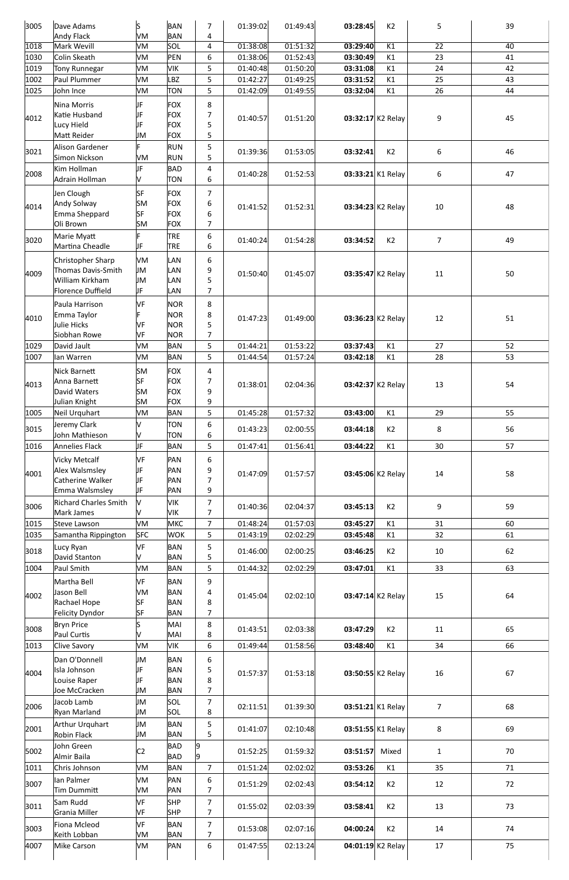| | | | | | | | | | | |
|---|---|---|---|---|---|---|---|---|---|---|
| 3005 | Dave Adams<br>Andy Flack | S<br>VM | BAN<br>BAN | 7<br>4 | 01:39:02 | 01:49:43 | **03:28:45** | K2 | 5 | 39 |
| 1018 | Mark Wevill | VM | SOL | 4 | 01:38:08 | 01:51:32 | **03:29:40** | K1 | 22 | 40 |
| 1030 | Colin Skeath | VM | PEN | 6 | 01:38:06 | 01:52:43 | **03:30:49** | K1 | 23 | 41 |
| 1019 | Tony Runnegar | VM | VIK | 5 | 01:40:48 | 01:50:20 | **03:31:08** | K1 | 24 | 42 |
| 1002 | Paul Plummer | VM | LBZ | 5 | 01:42:27 | 01:49:25 | **03:31:52** | K1 | 25 | 43 |
| 1025 | John Ince | VM | TON | 5 | 01:42:09 | 01:49:55 | **03:32:04** | K1 | 26 | 44 |
| 4012 | Nina Morris<br>Katie Husband<br>Lucy Hield<br>Matt Reider | JF<br>JF<br>JF<br>JM | FOX<br>FOX<br>FOX<br>FOX | 8<br>7<br>5<br>5 | 01:40:57 | 01:51:20 | **03:32:17** | K2 Relay | 9 | 45 |
| 3021 | Alison Gardener<br>Simon Nickson | F<br>VM | RUN<br>RUN | 5<br>5 | 01:39:36 | 01:53:05 | **03:32:41** | K2 | 6 | 46 |
| 2008 | Kim Hollman<br>Adrain Hollman | JF<br>V | BAD<br>TON | 4<br>6 | 01:40:28 | 01:52:53 | **03:33:21** | K1 Relay | 6 | 47 |
| 4014 | Jen Clough<br>Andy Solway<br>Emma Sheppard<br>Oli Brown | SF<br>SM<br>SF<br>SM | FOX<br>FOX<br>FOX<br>FOX | 7<br>6<br>6<br>7 | 01:41:52 | 01:52:31 | **03:34:23** | K2 Relay | 10 | 48 |
| 3020 | Marie Myatt<br>Martina Cheadle | F<br>JF | TRE<br>TRE | 6<br>6 | 01:40:24 | 01:54:28 | **03:34:52** | K2 | 7 | 49 |
| 4009 | Christopher Sharp<br>Thomas Davis-Smith<br>William Kirkham<br>Florence Duffield | VM<br>JM<br>JM<br>JF | LAN<br>LAN<br>LAN<br>LAN | 6<br>9<br>5<br>7 | 01:50:40 | 01:45:07 | **03:35:47** | K2 Relay | 11 | 50 |
| 4010 | Paula Harrison<br>Emma Taylor<br>Julie Hicks<br>Siobhan Rowe | VF<br>F<br>VF<br>VF | NOR<br>NOR<br>NOR<br>NOR | 8<br>8<br>5<br>7 | 01:47:23 | 01:49:00 | **03:36:23** | K2 Relay | 12 | 51 |
| 1029 | David Jault | VM | BAN | 5 | 01:44:21 | 01:53:22 | **03:37:43** | K1 | 27 | 52 |
| 1007 | Ian Warren | VM | BAN | 5 | 01:44:54 | 01:57:24 | **03:42:18** | K1 | 28 | 53 |
| 4013 | Nick Barnett<br>Anna Barnett<br>David Waters<br>Julian Knight | SM<br>SF<br>SM<br>SM | FOX<br>FOX<br>FOX<br>FOX | 4<br>7<br>9<br>9 | 01:38:01 | 02:04:36 | **03:42:37** | K2 Relay | 13 | 54 |
| 1005 | Neil Urquhart | VM | BAN | 5 | 01:45:28 | 01:57:32 | **03:43:00** | K1 | 29 | 55 |
| 3015 | Jeremy Clark<br>John Mathieson | V<br>V | TON<br>TON | 6<br>6 | 01:43:23 | 02:00:55 | **03:44:18** | K2 | 8 | 56 |
| 1016 | Annelies Flack | JF | BAN | 5 | 01:47:41 | 01:56:41 | **03:44:22** | K1 | 30 | 57 |
| 4001 | Vicky Metcalf<br>Alex Walmsley<br>Catherine Walker<br>Emma Walmsley | VF<br>JF<br>JF<br>JF | PAN<br>PAN<br>PAN<br>PAN | 6<br>9<br>7<br>9 | 01:47:09 | 01:57:57 | **03:45:06** | K2 Relay | 14 | 58 |
| 3006 | Richard Charles Smith<br>Mark James | V<br>V | VIK<br>VIK | 7<br>7 | 01:40:36 | 02:04:37 | **03:45:13** | K2 | 9 | 59 |
| 1015 | Steve Lawson | VM | MKC | 7 | 01:48:24 | 01:57:03 | **03:45:27** | K1 | 31 | 60 |
| 1035 | Samantha Rippington | SFC | WOK | 5 | 01:43:19 | 02:02:29 | **03:45:48** | K1 | 32 | 61 |
| 3018 | Lucy Ryan<br>David Stanton | VF<br>V | BAN<br>BAN | 5<br>5 | 01:46:00 | 02:00:25 | **03:46:25** | K2 | 10 | 62 |
| 1004 | Paul Smith | VM | BAN | 5 | 01:44:32 | 02:02:29 | **03:47:01** | K1 | 33 | 63 |
| 4002 | Martha Bell<br>Jason Bell<br>Rachael Hope<br>Felicity Dyndor | VF<br>VM<br>SF<br>SF | BAN<br>BAN<br>BAN<br>BAN | 9<br>4<br>8<br>7 | 01:45:04 | 02:02:10 | **03:47:14** | K2 Relay | 15 | 64 |
| 3008 | Bryn Price<br>Paul Curtis | S<br>V | MAI<br>MAI | 8<br>8 | 01:43:51 | 02:03:38 | **03:47:29** | K2 | 11 | 65 |
| 1013 | Clive Savory | VM | VIK | 6 | 01:49:44 | 01:58:56 | **03:48:40** | K1 | 34 | 66 |
| 4004 | Dan O'Donnell<br>Isla Johnson<br>Louise Raper<br>Joe McCracken | JM<br>JF<br>JF<br>JM | BAN<br>BAN<br>BAN<br>BAN | 6<br>5<br>8<br>7 | 01:57:37 | 01:53:18 | **03:50:55** | K2 Relay | 16 | 67 |
| 2006 | Jacob Lamb<br>Ryan Marland | JM<br>JM | SOL<br>SOL | 7<br>8 | 02:11:51 | 01:39:30 | **03:51:21** | K1 Relay | 7 | 68 |
| 2001 | Arthur Urquhart<br>Robin Flack | JM<br>JM | BAN<br>BAN | 5<br>5 | 01:41:07 | 02:10:48 | **03:51:55** | K1 Relay | 8 | 69 |
| 5002 | John Green<br>Almir Baila | C2 | BAD<br>BAD | 9<br>9 | 01:52:25 | 01:59:32 | **03:51:57** | Mixed | 1 | 70 |
| 1011 | Chris Johnson | VM | BAN | 7 | 01:51:24 | 02:02:02 | **03:53:26** | K1 | 35 | 71 |
| 3007 | Ian Palmer<br>Tim Dummitt | VM<br>VM | PAN<br>PAN | 6<br>7 | 01:51:29 | 02:02:43 | **03:54:12** | K2 | 12 | 72 |
| 3011 | Sam Rudd<br>Grania Miller | VF<br>VF | SHP<br>SHP | 7<br>7 | 01:55:02 | 02:03:39 | **03:58:41** | K2 | 13 | 73 |
| 3003 | Fiona Mcleod<br>Keith Lobban | VF<br>VM | BAN<br>BAN | 7<br>7 | 01:53:08 | 02:07:16 | **04:00:24** | K2 | 14 | 74 |
| 4007 | Mike Carson | VM | PAN | 6 | 01:47:55 | 02:13:24 | **04:01:19** | K2 Relay | 17 | 75 |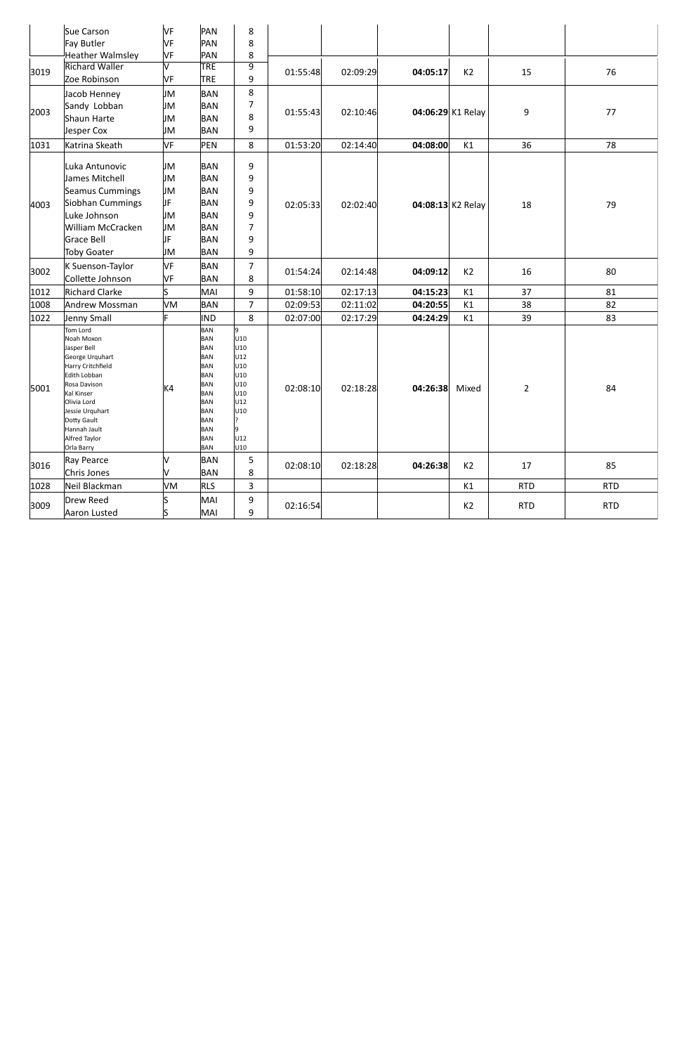| | | | | | | | | | | |
|---|---|---|---|---|---|---|---|---|---|---|
| | Sue Carson<br>Fay Butler<br>Heather Walmsley | VF<br>VF<br>VF | PAN<br>PAN<br>PAN | 8<br>8<br>8 | | | | | | |
| 3019 | Richard Waller<br>Zoe Robinson | V<br>VF | TRE<br>TRE | 9<br>9 | 01:55:48 | 02:09:29 | **04:05:17** | K2 | 15 | 76 |
| 2003 | Jacob Henney<br>Sandy Lobban<br>Shaun Harte<br>Jesper Cox | JM<br>JM<br>JM<br>JM | BAN<br>BAN<br>BAN<br>BAN | 8<br>7<br>8<br>9 | 01:55:43 | 02:10:46 | **04:06:29** | K1 Relay | 9 | 77 |
| 1031 | Katrina Skeath | VF | PEN | 8 | 01:53:20 | 02:14:40 | **04:08:00** | K1 | 36 | 78 |
| 4003 | Luka Antunovic<br>James Mitchell<br>Seamus Cummings<br>Siobhan Cummings<br>Luke Johnson<br>William McCracken<br>Grace Bell<br>Toby Goater | JM<br>JM<br>JM<br>JF<br>JM<br>JM<br>JF<br>JM | BAN<br>BAN<br>BAN<br>BAN<br>BAN<br>BAN<br>BAN<br>BAN | 9<br>9<br>9<br>9<br>9<br>7<br>9<br>9 | 02:05:33 | 02:02:40 | **04:08:13** | K2 Relay | 18 | 79 |
| 3002 | K Suenson-Taylor<br>Collette Johnson | VF<br>VF | BAN<br>BAN | 7<br>8 | 01:54:24 | 02:14:48 | **04:09:12** | K2 | 16 | 80 |
| 1012 | Richard Clarke | S | MAI | 9 | 01:58:10 | 02:17:13 | **04:15:23** | K1 | 37 | 81 |
| 1008 | Andrew Mossman | VM | BAN | 7 | 02:09:53 | 02:11:02 | **04:20:55** | K1 | 38 | 82 |
| 1022 | Jenny Small | F | IND | 8 | 02:07:00 | 02:17:29 | **04:24:29** | K1 | 39 | 83 |
| 5001 | Tom Lord<br>Noah Moxon<br>Jasper Bell<br>George Urquhart<br>Harry Critchfield<br>Edith Lobban<br>Rosa Davison<br>Kal Kinser<br>Olivia Lord<br>Jessie Urquhart<br>Dotty Gault<br>Hannah Jault<br>Alfred Taylor<br>Orla Barry | K4 | BAN<br>BAN<br>BAN<br>BAN<br>BAN<br>BAN<br>BAN<br>BAN<br>BAN<br>BAN<br>BAN<br>BAN<br>BAN<br>BAN | 9<br>U10<br>U10<br>U12<br>U10<br>U10<br>U10<br>U10<br>U12<br>U10<br>?<br>9<br>U12<br>U10 | 02:08:10 | 02:18:28 | **04:26:38** | Mixed | 2 | 84 |
| 3016 | Ray Pearce<br>Chris Jones | V<br>V | BAN<br>BAN | 5<br>8 | 02:08:10 | 02:18:28 | **04:26:38** | K2 | 17 | 85 |
| 1028 | Neil Blackman | VM | RLS | 3 | | | | K1 | RTD | RTD |
| 3009 | Drew Reed<br>Aaron Lusted | S<br>S | MAI<br>MAI | 9<br>9 | 02:16:54 | | | K2 | RTD | RTD |